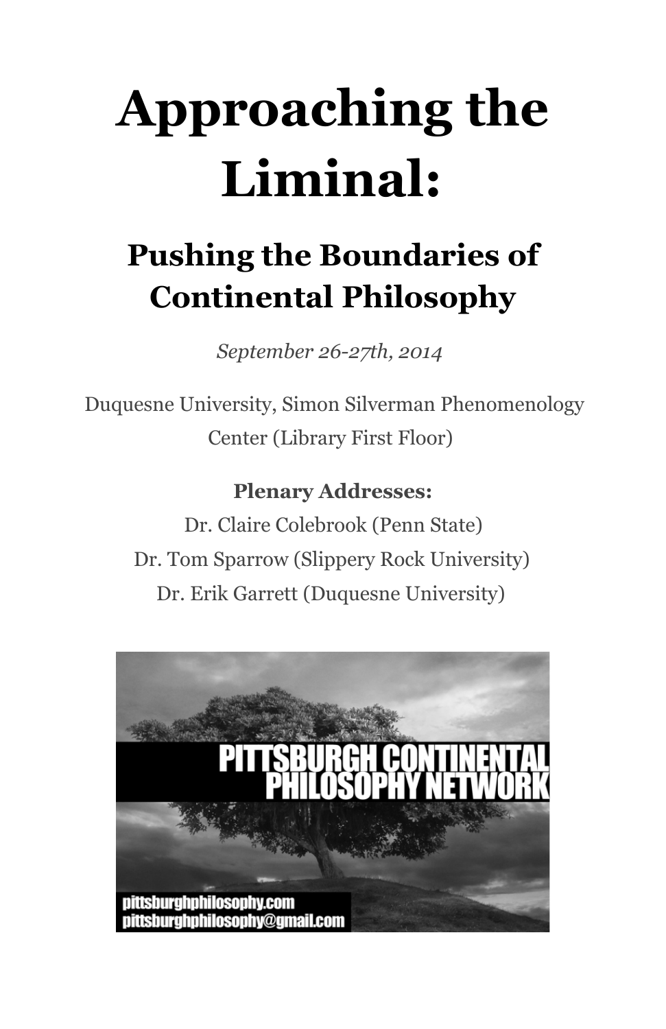# Approaching the Liminal:

## Pushing the Boundaries of Continental Philosophy

*September 26-27th, 2014*

Duquesne University, Simon Silverman Phenomenology Center (Library First Floor)

**Plenary Addresses:**

Dr. Claire Colebrook (Penn State)

Dr. Tom Sparrow (Slippery Rock University)

Dr. Erik Garrett (Duquesne University)

PITTSBURGH CONTINENTAL PHILOSOPHY NETWORK

pittsburghphilosophy.com

pittsburghphilosophy@gmail.com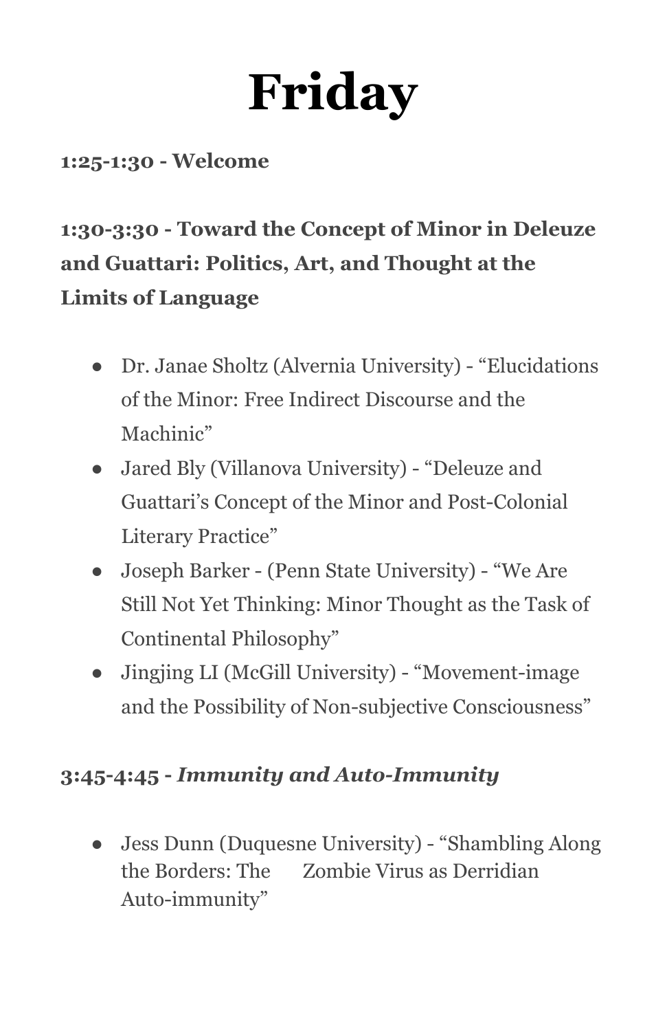# Friday

**1:25-1:30 - Welcome**

### 1:30-3:30 - Toward the Concept of Minor in Deleuze and Guattari: Politics, Art, and Thought at the Limits of Language

- Dr. Janae Sholtz (Alvernia University) - “Elucidations of the Minor: Free Indirect Discourse and the Machinic”
- Jared Bly (Villanova University) - “Deleuze and Guattari’s Concept of the Minor and Post-Colonial Literary Practice”
- Joseph Barker - (Penn State University) - “We Are Still Not Yet Thinking: Minor Thought as the Task of Continental Philosophy”
- Jingjing LI (McGill University) - “Movement-image and the Possibility of Non-subjective Consciousness”

### 3:45-4:45 - *Immunity and Auto-Immunity*

- Jess Dunn (Duquesne University) - “Shambling Along the Borders: The Zombie Virus as Derridian Auto-immunity”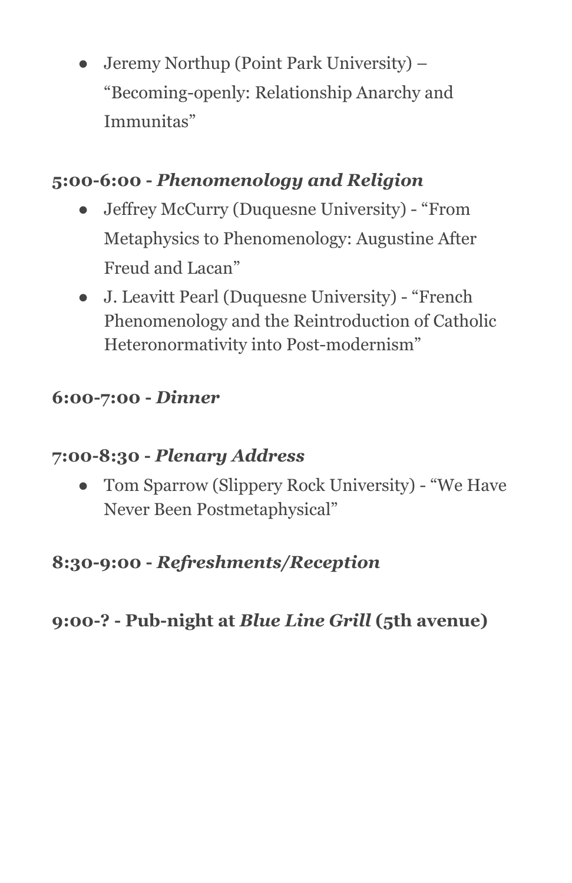- Jeremy Northup (Point Park University) – "Becoming-openly: Relationship Anarchy and Immunitas"

### 5:00-6:00 - *Phenomenology and Religion*

- Jeffrey McCurry (Duquesne University) - "From Metaphysics to Phenomenology: Augustine After Freud and Lacan"
- J. Leavitt Pearl (Duquesne University) - "French Phenomenology and the Reintroduction of Catholic Heteronormativity into Post-modernism"

### 6:00-7:00 - *Dinner*

### 7:00-8:30 - *Plenary Address*

- Tom Sparrow (Slippery Rock University) - "We Have Never Been Postmetaphysical"

### 8:30-9:00 - *Refreshments/Reception*

### 9:00-? - Pub-night at *Blue Line Grill* (5th avenue)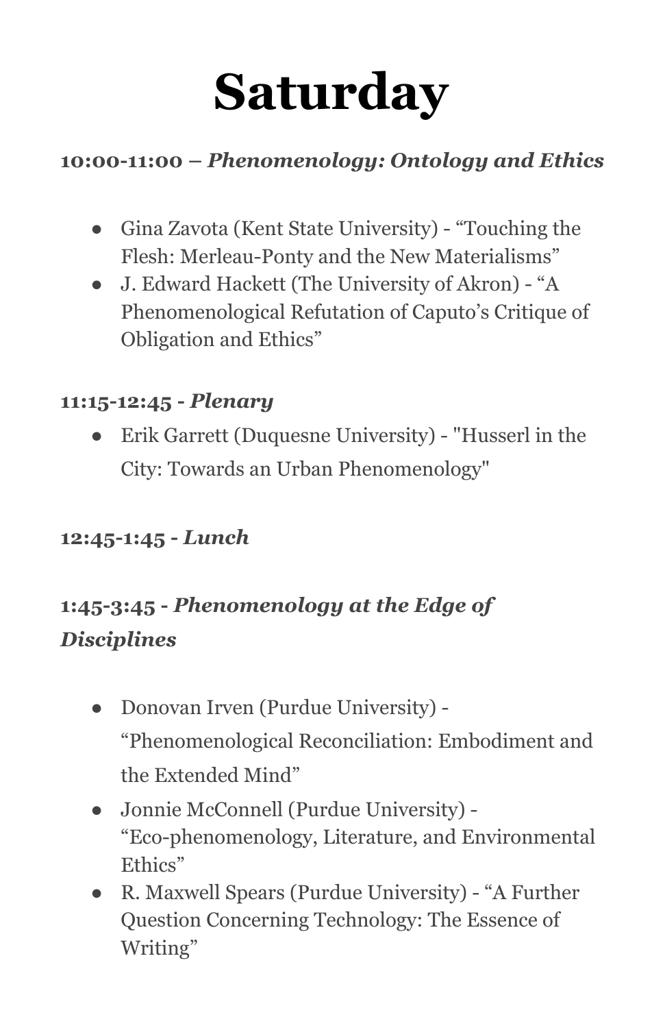# Saturday

### **10:00-11:00 – *Phenomenology: Ontology and Ethics***

- Gina Zavota (Kent State University) - “Touching the Flesh: Merleau-Ponty and the New Materialisms”
- J. Edward Hackett (The University of Akron) - “A Phenomenological Refutation of Caputo’s Critique of Obligation and Ethics”

### **11:15-12:45 - *Plenary***

- Erik Garrett (Duquesne University) - "Husserl in the City: Towards an Urban Phenomenology"

### **12:45-1:45 - *Lunch***

### **1:45-3:45 - *Phenomenology at the Edge of Disciplines***

- Donovan Irven (Purdue University) - “Phenomenological Reconciliation: Embodiment and the Extended Mind”
- Jonnie McConnell (Purdue University) - “Eco-phenomenology, Literature, and Environmental Ethics”
- R. Maxwell Spears (Purdue University) - “A Further Question Concerning Technology: The Essence of Writing”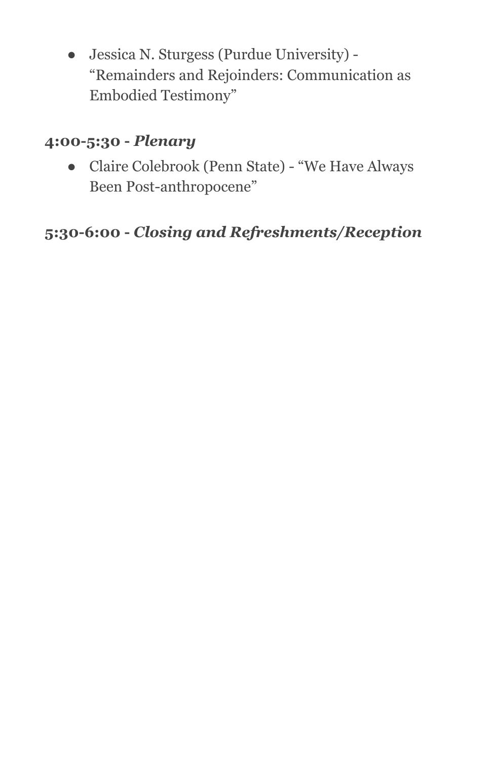- Jessica N. Sturgess (Purdue University) - “Remainders and Rejoinders: Communication as Embodied Testimony”

### 4:00-5:30 - *Plenary*

- Claire Colebrook (Penn State) - “We Have Always Been Post-anthropocene”

### 5:30-6:00 - *Closing and Refreshments/Reception*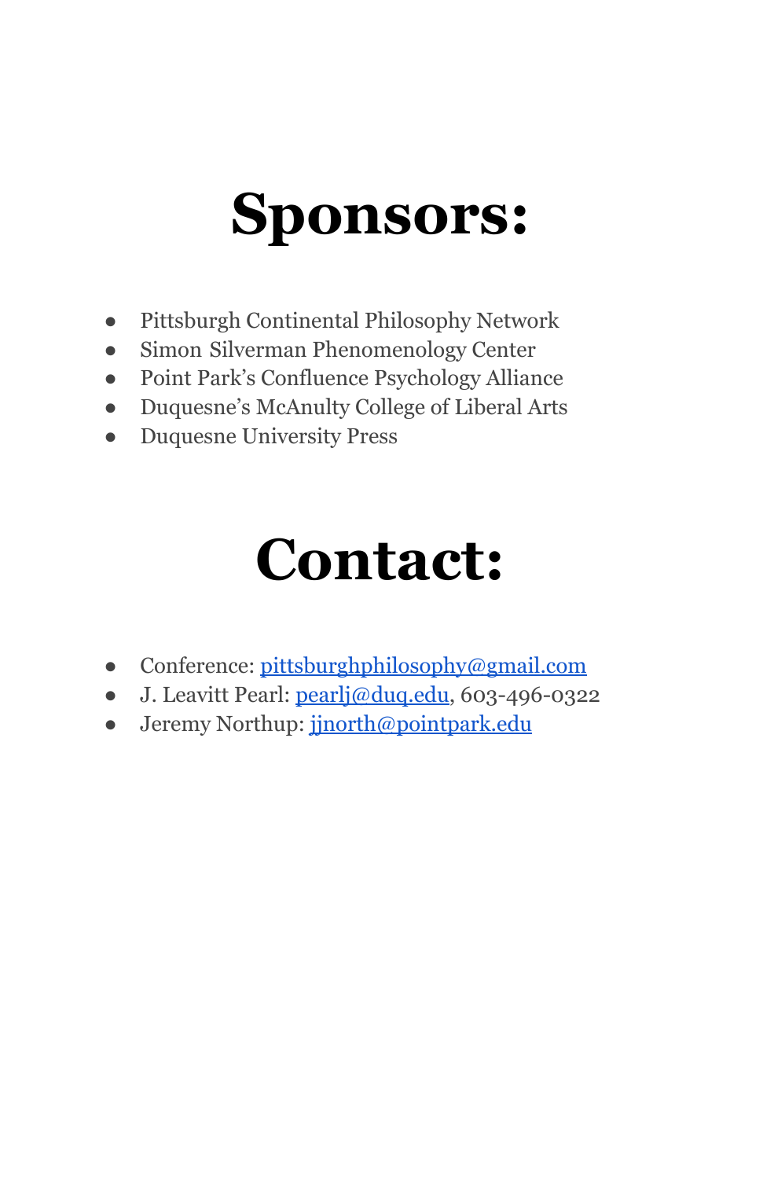# Sponsors:

- Pittsburgh Continental Philosophy Network
- Simon Silverman Phenomenology Center
- Point Park's Confluence Psychology Alliance
- Duquesne's McAnulty College of Liberal Arts
- Duquesne University Press

# Contact:

- Conference: pittsburghphilosophy@gmail.com
- J. Leavitt Pearl: pearlj@duq.edu, 603-496-0322
- Jeremy Northup: jjnorth@pointpark.edu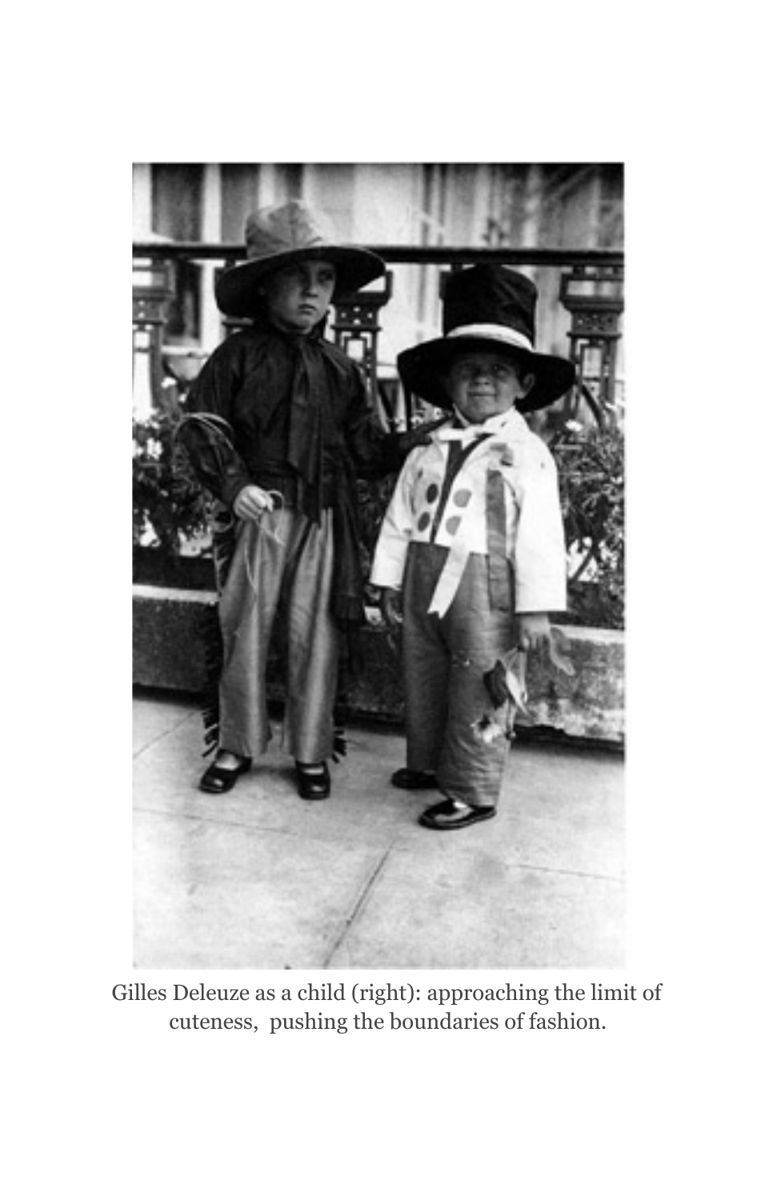Gilles Deleuze as a child (right): approaching the limit of cuteness, pushing the boundaries of fashion.